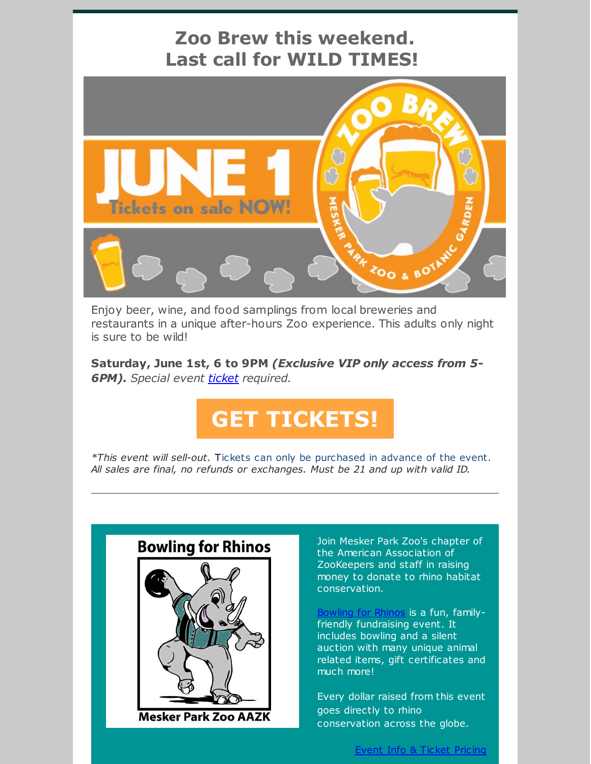# Zoo Brew this weekend.
# Last call for WILD TIMES!

Enjoy beer, wine, and food samplings from local breweries and restaurants in a unique after-hours Zoo experience. This adults only night is sure to be wild!

**Saturday, June 1st, 6 to 9PM *(Exclusive VIP only access from 5-6PM).*** *Special event ticket required.*

**GET TICKETS!**

**This event will sell-out.* Tickets can only be purchased in advance of the event. *All sales are final, no refunds or exchanges. Must be 21 and up with valid ID.*

---

Join Mesker Park Zoo's chapter of the American Association of ZooKeepers and staff in raising money to donate to rhino habitat conservation.

Bowling for Rhinos is a fun, family-friendly fundraising event. It includes bowling and a silent auction with many unique animal related items, gift certificates and much more!

Every dollar raised from this event goes directly to rhino conservation across the globe.

Event Info & Ticket Pricing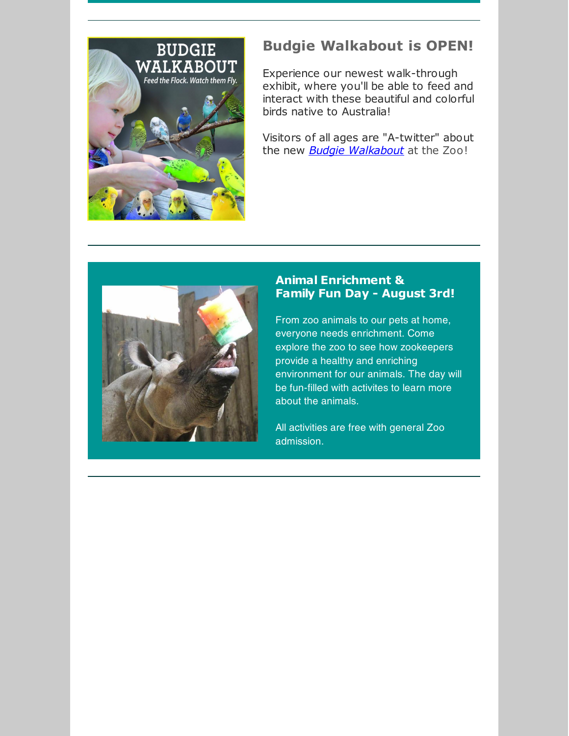## Budgie Walkabout is OPEN!

Experience our newest walk-through exhibit, where you'll be able to feed and interact with these beautiful and colorful birds native to Australia!

Visitors of all ages are "A-twitter" about the new *Budgie Walkabout* at the Zoo!

---

## Animal Enrichment & Family Fun Day - August 3rd!

From zoo animals to our pets at home, everyone needs enrichment. Come explore the zoo to see how zookeepers provide a healthy and enriching environment for our animals. The day will be fun-filled with activites to learn more about the animals.

All activities are free with general Zoo admission.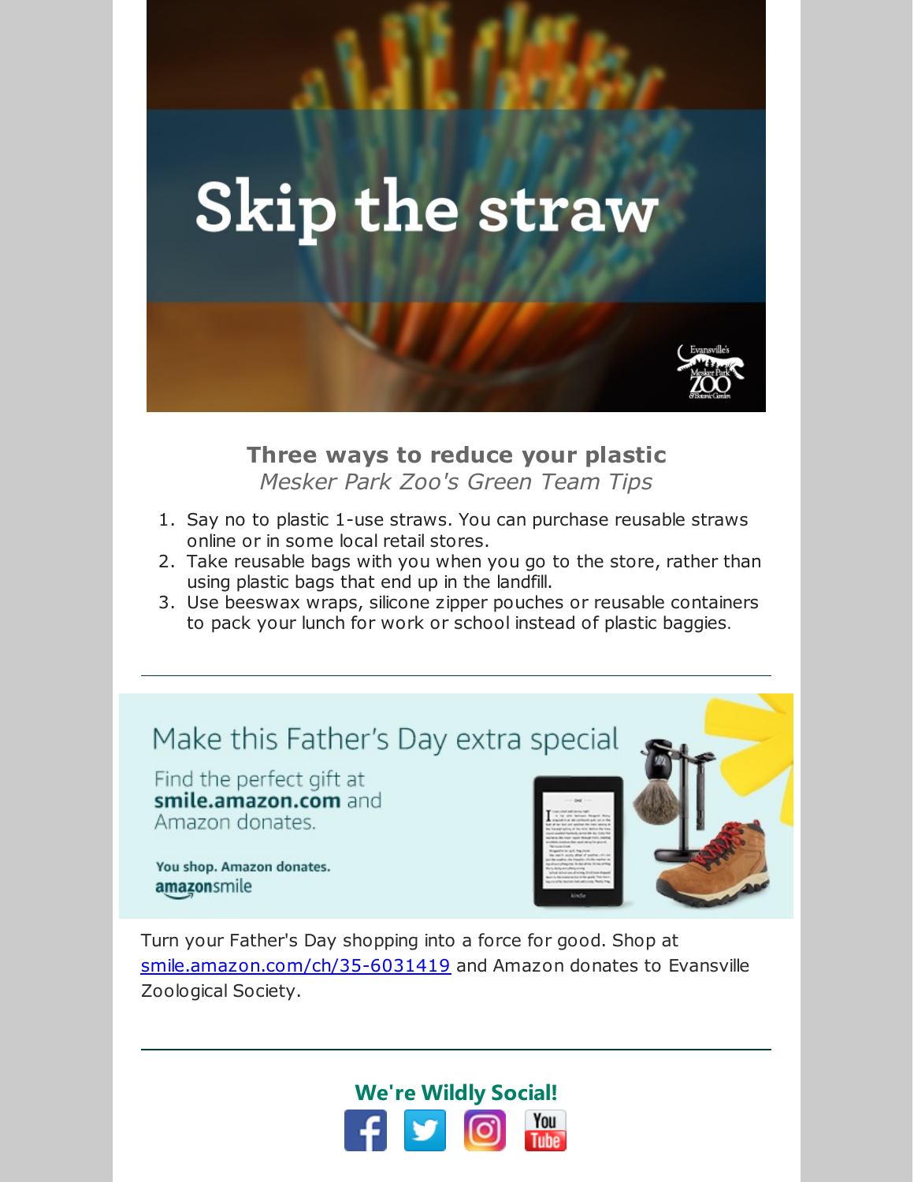Skip the straw

Evansville's Mesker Park Zoo & Botanic Garden

### Three ways to reduce your plastic

*Mesker Park Zoo's Green Team Tips*

1. Say no to plastic 1-use straws. You can purchase reusable straws online or in some local retail stores.
2. Take reusable bags with you when you go to the store, rather than using plastic bags that end up in the landfill.
3. Use beeswax wraps, silicone zipper pouches or reusable containers to pack your lunch for work or school instead of plastic baggies.

---

Make this Father's Day extra special

Find the perfect gift at **smile.amazon.com** and Amazon donates.

**You shop. Amazon donates.**

amazonsmile

Turn your Father's Day shopping into a force for good. Shop at smile.amazon.com/ch/35-6031419 and Amazon donates to Evansville Zoological Society.

---

**We're Wildly Social!**